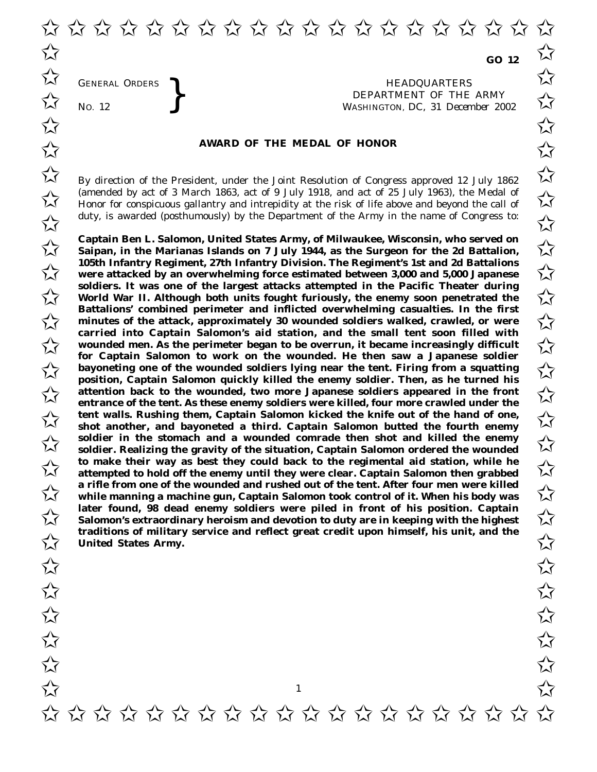GENERAL ORDERS
NO. 12

HEADQUARTERS
DEPARTMENT OF THE ARMY
*WASHINGTON, DC, 31 December 2002*

**GO 12**

## AWARD OF THE MEDAL OF HONOR

By direction of the President, under the Joint Resolution of Congress approved 12 July 1862 (amended by act of 3 March 1863, act of 9 July 1918, and act of 25 July 1963), the Medal of Honor for conspicuous gallantry and intrepidity at the risk of life above and beyond the call of duty, is awarded (posthumously) by the Department of the Army in the name of Congress to:

**Captain Ben L. Salomon, United States Army, of Milwaukee, Wisconsin, who served on Saipan, in the Marianas Islands on 7 July 1944, as the Surgeon for the 2d Battalion, 105th Infantry Regiment, 27th Infantry Division. The Regiment's 1st and 2d Battalions were attacked by an overwhelming force estimated between 3,000 and 5,000 Japanese soldiers. It was one of the largest attacks attempted in the Pacific Theater during World War II. Although both units fought furiously, the enemy soon penetrated the Battalions' combined perimeter and inflicted overwhelming casualties. In the first minutes of the attack, approximately 30 wounded soldiers walked, crawled, or were carried into Captain Salomon's aid station, and the small tent soon filled with wounded men. As the perimeter began to be overrun, it became increasingly difficult for Captain Salomon to work on the wounded. He then saw a Japanese soldier bayoneting one of the wounded soldiers lying near the tent. Firing from a squatting position, Captain Salomon quickly killed the enemy soldier. Then, as he turned his attention back to the wounded, two more Japanese soldiers appeared in the front entrance of the tent. As these enemy soldiers were killed, four more crawled under the tent walls. Rushing them, Captain Salomon kicked the knife out of the hand of one, shot another, and bayoneted a third. Captain Salomon butted the fourth enemy soldier in the stomach and a wounded comrade then shot and killed the enemy soldier. Realizing the gravity of the situation, Captain Salomon ordered the wounded to make their way as best they could back to the regimental aid station, while he attempted to hold off the enemy until they were clear. Captain Salomon then grabbed a rifle from one of the wounded and rushed out of the tent. After four men were killed while manning a machine gun, Captain Salomon took control of it. When his body was later found, 98 dead enemy soldiers were piled in front of his position. Captain Salomon's extraordinary heroism and devotion to duty are in keeping with the highest traditions of military service and reflect great credit upon himself, his unit, and the United States Army.**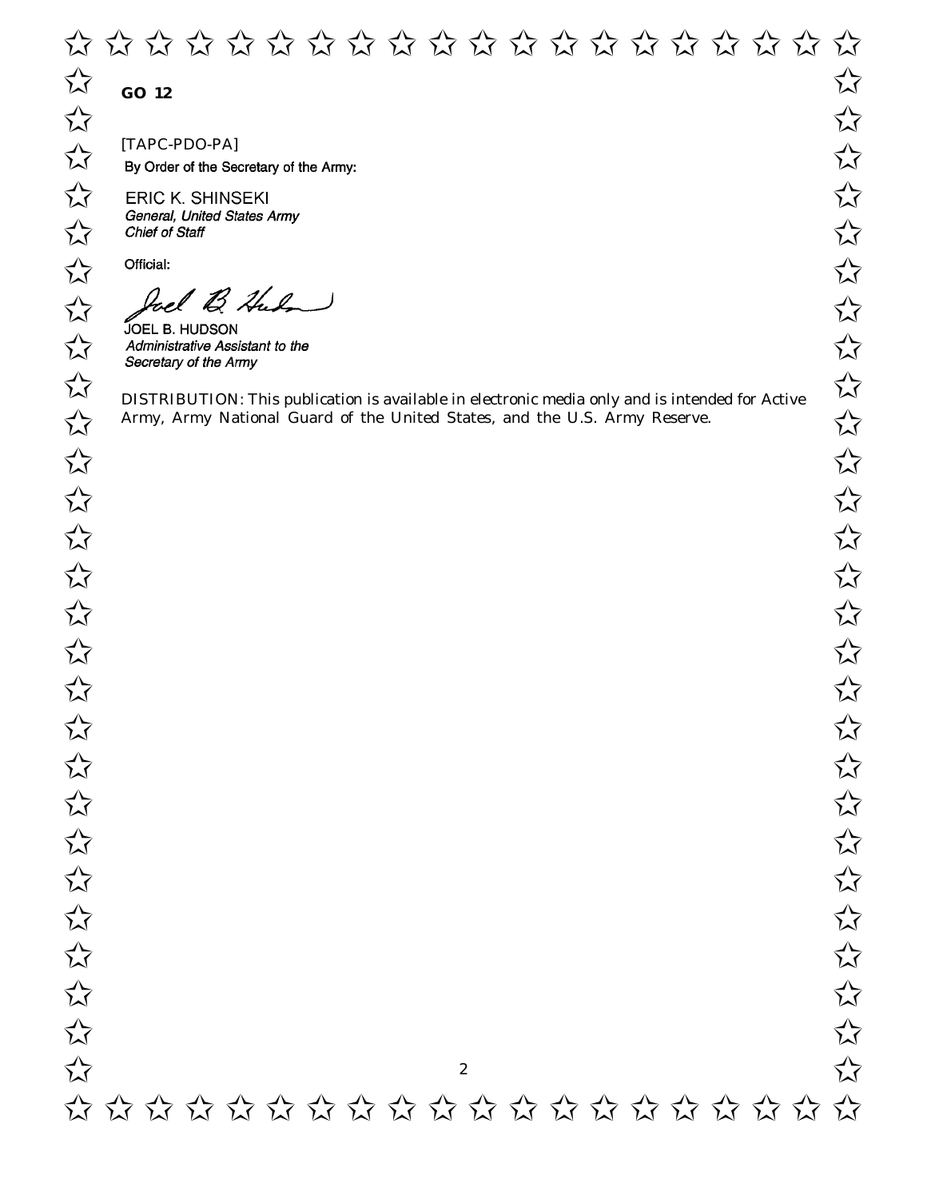**GO 12**

[TAPC-PDO-PA]

By Order of the Secretary of the Army:

ERIC K. SHINSEKI
*General, United States Army*
*Chief of Staff*

Official:

JOEL B. HUDSON
*Administrative Assistant to the*
*Secretary of the Army*

DISTRIBUTION: This publication is available in electronic media only and is intended for Active Army, Army National Guard of the United States, and the U.S. Army Reserve.